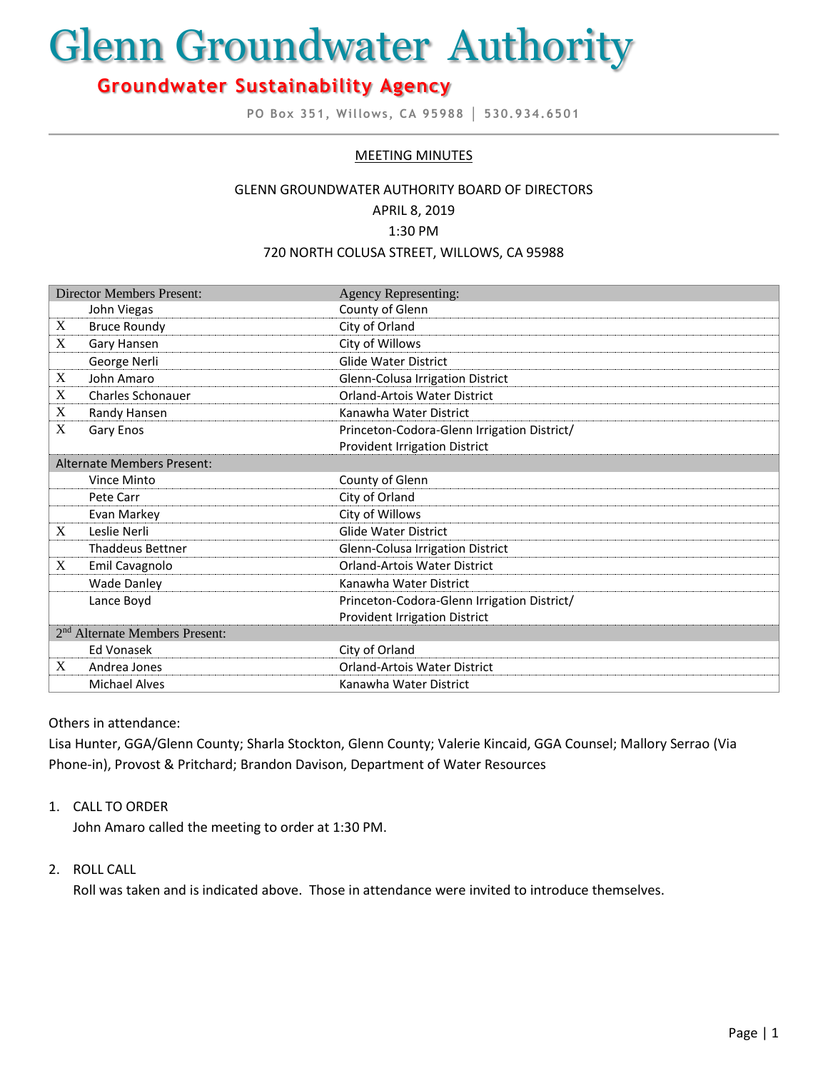# Glenn Groundwater Authority

## Groundwater Sustainability Agency

PO Box 351, Willows, CA 95988 | 530.934.6501

MEETING MINUTES

GLENN GROUNDWATER AUTHORITY BOARD OF DIRECTORS
APRIL 8, 2019
1:30 PM
720 NORTH COLUSA STREET, WILLOWS, CA 95988

| | Director Members Present: | Agency Representing: |
|---|---|---|
| | John Viegas | County of Glenn |
| X | Bruce Roundy | City of Orland |
| X | Gary Hansen | City of Willows |
| | George Nerli | Glide Water District |
| X | John Amaro | Glenn-Colusa Irrigation District |
| X | Charles Schonauer | Orland-Artois Water District |
| X | Randy Hansen | Kanawha Water District |
| X | Gary Enos | Princeton-Codora-Glenn Irrigation District/ Provident Irrigation District |
| | **Alternate Members Present:** | |
| | Vince Minto | County of Glenn |
| | Pete Carr | City of Orland |
| | Evan Markey | City of Willows |
| X | Leslie Nerli | Glide Water District |
| | Thaddeus Bettner | Glenn-Colusa Irrigation District |
| X | Emil Cavagnolo | Orland-Artois Water District |
| | Wade Danley | Kanawha Water District |
| | Lance Boyd | Princeton-Codora-Glenn Irrigation District/ Provident Irrigation District |
| | **2nd Alternate Members Present:** | |
| | Ed Vonasek | City of Orland |
| X | Andrea Jones | Orland-Artois Water District |
| | Michael Alves | Kanawha Water District |

Others in attendance:
Lisa Hunter, GGA/Glenn County; Sharla Stockton, Glenn County; Valerie Kincaid, GGA Counsel; Mallory Serrao (Via Phone-in), Provost & Pritchard; Brandon Davison, Department of Water Resources

1. CALL TO ORDER
   John Amaro called the meeting to order at 1:30 PM.

2. ROLL CALL
   Roll was taken and is indicated above. Those in attendance were invited to introduce themselves.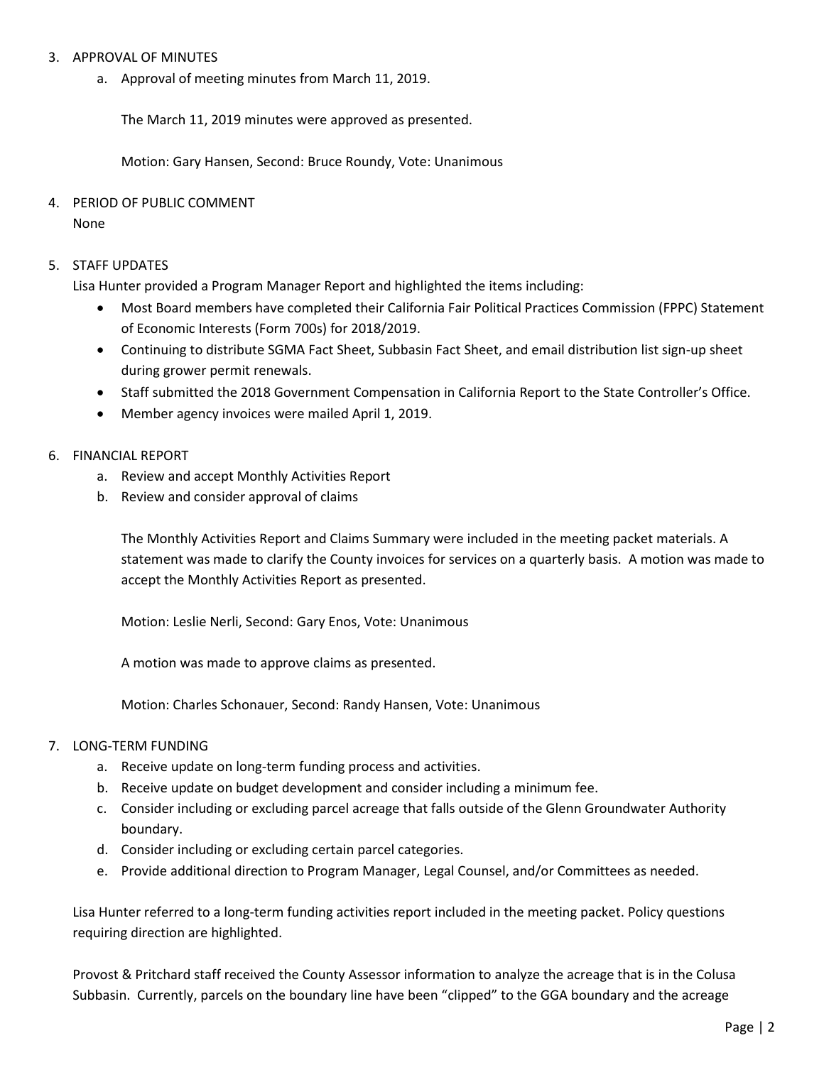3. APPROVAL OF MINUTES
   a. Approval of meeting minutes from March 11, 2019.

      The March 11, 2019 minutes were approved as presented.

      Motion: Gary Hansen, Second: Bruce Roundy, Vote: Unanimous

4. PERIOD OF PUBLIC COMMENT
   None

5. STAFF UPDATES
   Lisa Hunter provided a Program Manager Report and highlighted the items including:
   - Most Board members have completed their California Fair Political Practices Commission (FPPC) Statement of Economic Interests (Form 700s) for 2018/2019.
   - Continuing to distribute SGMA Fact Sheet, Subbasin Fact Sheet, and email distribution list sign-up sheet during grower permit renewals.
   - Staff submitted the 2018 Government Compensation in California Report to the State Controller's Office.
   - Member agency invoices were mailed April 1, 2019.

6. FINANCIAL REPORT
   a. Review and accept Monthly Activities Report
   b. Review and consider approval of claims

      The Monthly Activities Report and Claims Summary were included in the meeting packet materials. A statement was made to clarify the County invoices for services on a quarterly basis. A motion was made to accept the Monthly Activities Report as presented.

      Motion: Leslie Nerli, Second: Gary Enos, Vote: Unanimous

      A motion was made to approve claims as presented.

      Motion: Charles Schonauer, Second: Randy Hansen, Vote: Unanimous

7. LONG-TERM FUNDING
   a. Receive update on long-term funding process and activities.
   b. Receive update on budget development and consider including a minimum fee.
   c. Consider including or excluding parcel acreage that falls outside of the Glenn Groundwater Authority boundary.
   d. Consider including or excluding certain parcel categories.
   e. Provide additional direction to Program Manager, Legal Counsel, and/or Committees as needed.

   Lisa Hunter referred to a long-term funding activities report included in the meeting packet. Policy questions requiring direction are highlighted.

   Provost & Pritchard staff received the County Assessor information to analyze the acreage that is in the Colusa Subbasin. Currently, parcels on the boundary line have been "clipped" to the GGA boundary and the acreage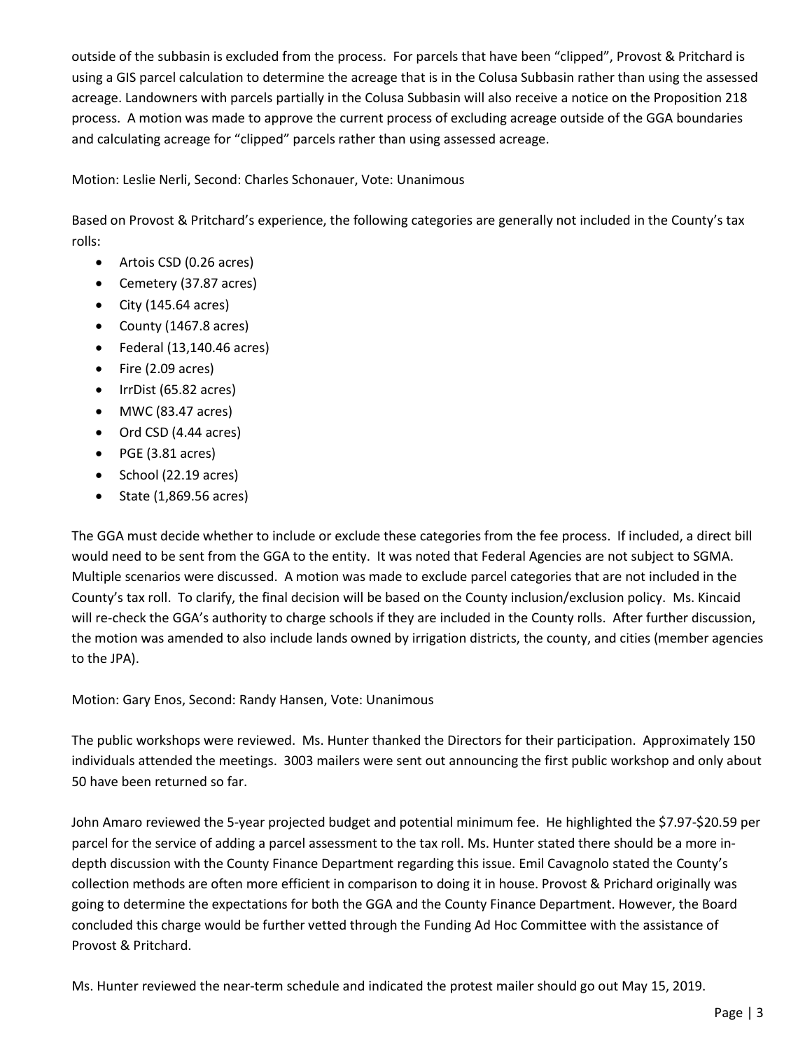outside of the subbasin is excluded from the process. For parcels that have been "clipped", Provost & Pritchard is using a GIS parcel calculation to determine the acreage that is in the Colusa Subbasin rather than using the assessed acreage. Landowners with parcels partially in the Colusa Subbasin will also receive a notice on the Proposition 218 process. A motion was made to approve the current process of excluding acreage outside of the GGA boundaries and calculating acreage for "clipped" parcels rather than using assessed acreage.

Motion: Leslie Nerli, Second: Charles Schonauer, Vote: Unanimous

Based on Provost & Pritchard's experience, the following categories are generally not included in the County's tax rolls:

- Artois CSD (0.26 acres)
- Cemetery (37.87 acres)
- City (145.64 acres)
- County (1467.8 acres)
- Federal (13,140.46 acres)
- Fire (2.09 acres)
- IrrDist (65.82 acres)
- MWC (83.47 acres)
- Ord CSD (4.44 acres)
- PGE (3.81 acres)
- School (22.19 acres)
- State (1,869.56 acres)

The GGA must decide whether to include or exclude these categories from the fee process. If included, a direct bill would need to be sent from the GGA to the entity. It was noted that Federal Agencies are not subject to SGMA. Multiple scenarios were discussed. A motion was made to exclude parcel categories that are not included in the County's tax roll. To clarify, the final decision will be based on the County inclusion/exclusion policy. Ms. Kincaid will re-check the GGA's authority to charge schools if they are included in the County rolls. After further discussion, the motion was amended to also include lands owned by irrigation districts, the county, and cities (member agencies to the JPA).

Motion: Gary Enos, Second: Randy Hansen, Vote: Unanimous

The public workshops were reviewed. Ms. Hunter thanked the Directors for their participation. Approximately 150 individuals attended the meetings. 3003 mailers were sent out announcing the first public workshop and only about 50 have been returned so far.

John Amaro reviewed the 5-year projected budget and potential minimum fee. He highlighted the $7.97-$20.59 per parcel for the service of adding a parcel assessment to the tax roll. Ms. Hunter stated there should be a more in-depth discussion with the County Finance Department regarding this issue. Emil Cavagnolo stated the County's collection methods are often more efficient in comparison to doing it in house. Provost & Prichard originally was going to determine the expectations for both the GGA and the County Finance Department. However, the Board concluded this charge would be further vetted through the Funding Ad Hoc Committee with the assistance of Provost & Pritchard.

Ms. Hunter reviewed the near-term schedule and indicated the protest mailer should go out May 15, 2019.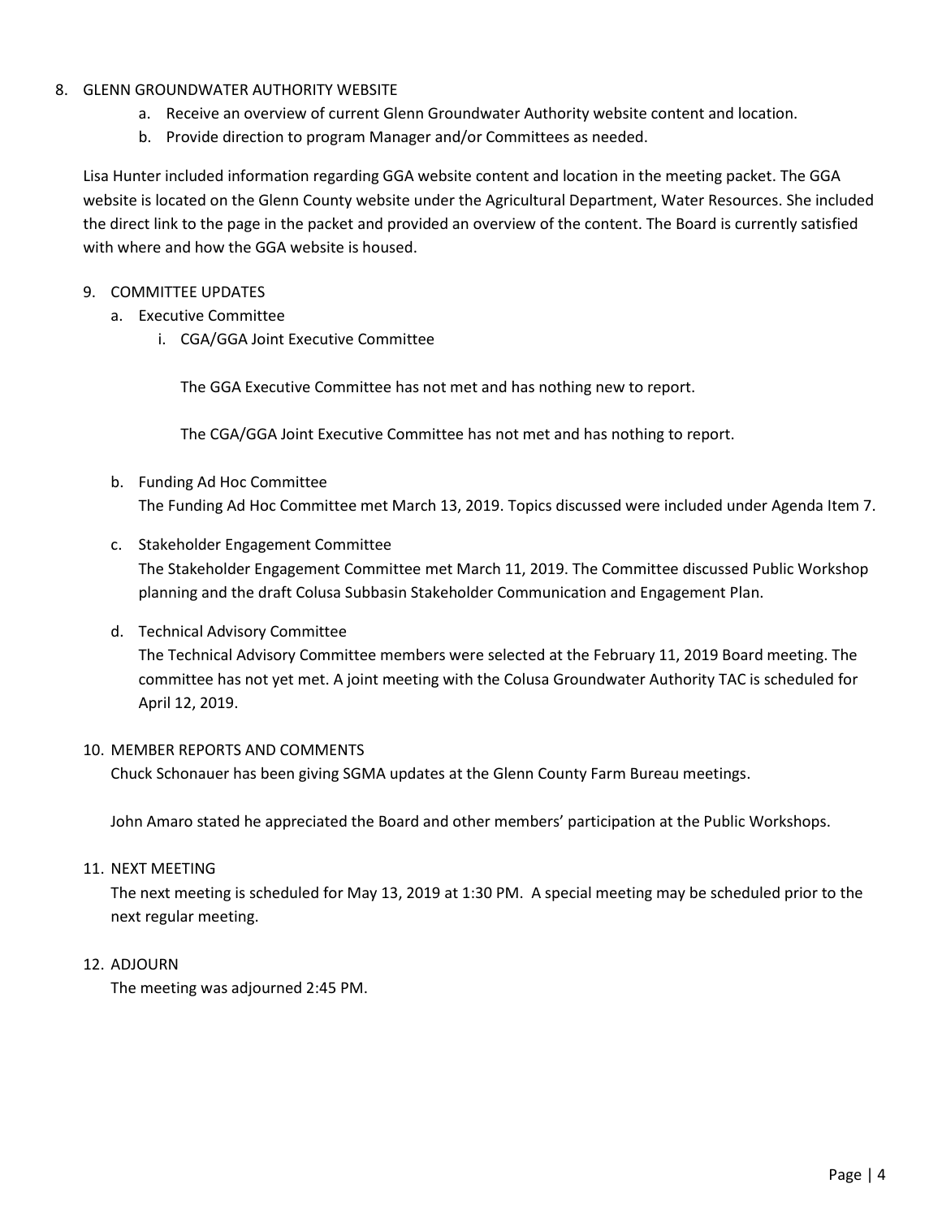8. GLENN GROUNDWATER AUTHORITY WEBSITE
    a. Receive an overview of current Glenn Groundwater Authority website content and location.
    b. Provide direction to program Manager and/or Committees as needed.

   Lisa Hunter included information regarding GGA website content and location in the meeting packet. The GGA website is located on the Glenn County website under the Agricultural Department, Water Resources. She included the direct link to the page in the packet and provided an overview of the content. The Board is currently satisfied with where and how the GGA website is housed.

9. COMMITTEE UPDATES
    a. Executive Committee
        i. CGA/GGA Joint Executive Committee

            The GGA Executive Committee has not met and has nothing new to report.

            The CGA/GGA Joint Executive Committee has not met and has nothing to report.

    b. Funding Ad Hoc Committee
       The Funding Ad Hoc Committee met March 13, 2019. Topics discussed were included under Agenda Item 7.

    c. Stakeholder Engagement Committee
       The Stakeholder Engagement Committee met March 11, 2019. The Committee discussed Public Workshop planning and the draft Colusa Subbasin Stakeholder Communication and Engagement Plan.

    d. Technical Advisory Committee
       The Technical Advisory Committee members were selected at the February 11, 2019 Board meeting. The committee has not yet met. A joint meeting with the Colusa Groundwater Authority TAC is scheduled for April 12, 2019.

10. MEMBER REPORTS AND COMMENTS
    Chuck Schonauer has been giving SGMA updates at the Glenn County Farm Bureau meetings.

    John Amaro stated he appreciated the Board and other members' participation at the Public Workshops.

11. NEXT MEETING
    The next meeting is scheduled for May 13, 2019 at 1:30 PM. A special meeting may be scheduled prior to the next regular meeting.

12. ADJOURN
    The meeting was adjourned 2:45 PM.